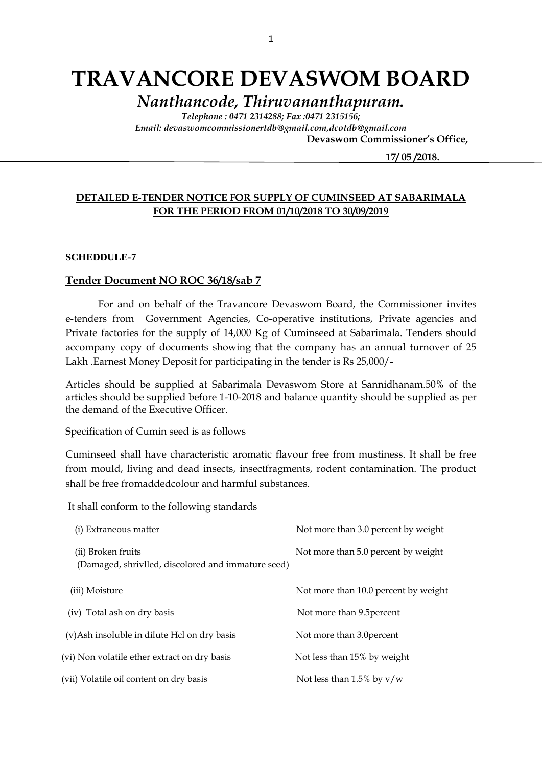# TRAVANCORE DEVASWOM BOARD

## *Nanthancode, Thiruvananthapuram.*

*Telephone : 0471 2314288; Fax :0471 2315156;*
*Email: devaswomcommissionertdb@gmail.com,dcotdb@gmail.com*

**Devaswom Commissioner's Office,**

**17/ 05 /2018.**

---

**DETAILED E-TENDER NOTICE FOR SUPPLY OF CUMINSEED AT SABARIMALA FOR THE PERIOD FROM 01/10/2018 TO 30/09/2019**

**SCHEDDULE-7**

**Tender Document NO ROC 36/18/sab 7**

For and on behalf of the Travancore Devaswom Board, the Commissioner invites e-tenders from Government Agencies, Co-operative institutions, Private agencies and Private factories for the supply of 14,000 Kg of Cuminseed at Sabarimala. Tenders should accompany copy of documents showing that the company has an annual turnover of 25 Lakh .Earnest Money Deposit for participating in the tender is Rs 25,000/-

Articles should be supplied at Sabarimala Devaswom Store at Sannidhanam.50% of the articles should be supplied before 1-10-2018 and balance quantity should be supplied as per the demand of the Executive Officer.

Specification of Cumin seed is as follows

Cuminseed shall have characteristic aromatic flavour free from mustiness. It shall be free from mould, living and dead insects, insectfragments, rodent contamination. The product shall be free fromaddedcolour and harmful substances.

It shall conform to the following standards

| | |
|---|---|
| (i) Extraneous matter | Not more than 3.0 percent by weight |
| (ii) Broken fruits (Damaged, shrivlled, discolored and immature seed) | Not more than 5.0 percent by weight |
| (iii) Moisture | Not more than 10.0 percent by weight |
| (iv) Total ash on dry basis | Not more than 9.5percent |
| (v)Ash insoluble in dilute Hcl on dry basis | Not more than 3.0percent |
| (vi) Non volatile ether extract on dry basis | Not less than 15% by weight |
| (vii) Volatile oil content on dry basis | Not less than 1.5% by v/w |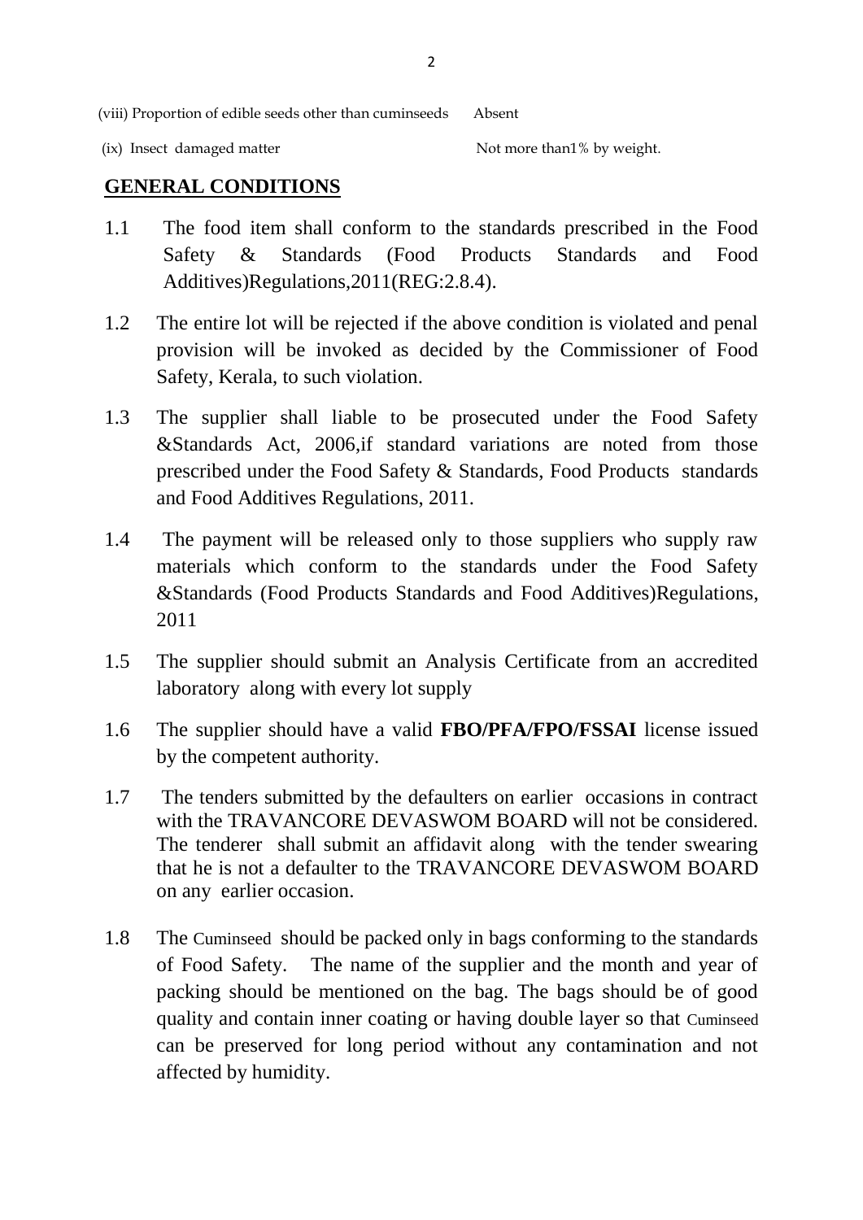| | |
|---|---|
| (viii) Proportion of edible seeds other than cuminseeds | Absent |
| (ix) Insect damaged matter | Not more than1% by weight. |

## GENERAL CONDITIONS

1.1 The food item shall conform to the standards prescribed in the Food Safety & Standards (Food Products Standards and Food Additives)Regulations,2011(REG:2.8.4).

1.2 The entire lot will be rejected if the above condition is violated and penal provision will be invoked as decided by the Commissioner of Food Safety, Kerala, to such violation.

1.3 The supplier shall liable to be prosecuted under the Food Safety &Standards Act, 2006,if standard variations are noted from those prescribed under the Food Safety & Standards, Food Products standards and Food Additives Regulations, 2011.

1.4 The payment will be released only to those suppliers who supply raw materials which conform to the standards under the Food Safety &Standards (Food Products Standards and Food Additives)Regulations, 2011

1.5 The supplier should submit an Analysis Certificate from an accredited laboratory along with every lot supply

1.6 The supplier should have a valid **FBO/PFA/FPO/FSSAI** license issued by the competent authority.

1.7 The tenders submitted by the defaulters on earlier occasions in contract with the TRAVANCORE DEVASWOM BOARD will not be considered. The tenderer shall submit an affidavit along with the tender swearing that he is not a defaulter to the TRAVANCORE DEVASWOM BOARD on any earlier occasion.

1.8 The Cuminseed should be packed only in bags conforming to the standards of Food Safety. The name of the supplier and the month and year of packing should be mentioned on the bag. The bags should be of good quality and contain inner coating or having double layer so that Cuminseed can be preserved for long period without any contamination and not affected by humidity.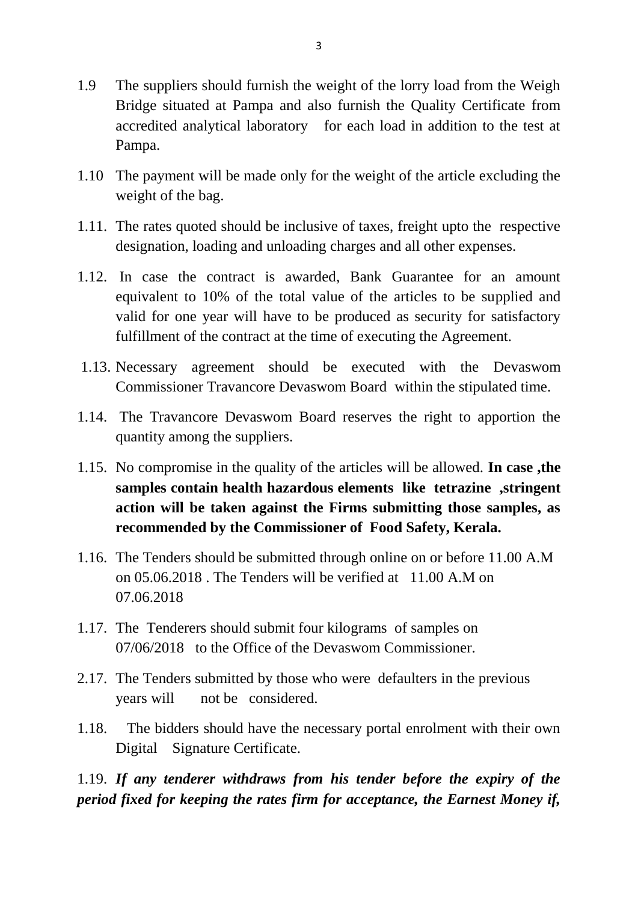1.9 The suppliers should furnish the weight of the lorry load from the Weigh Bridge situated at Pampa and also furnish the Quality Certificate from accredited analytical laboratory for each load in addition to the test at Pampa.

1.10 The payment will be made only for the weight of the article excluding the weight of the bag.

1.11. The rates quoted should be inclusive of taxes, freight upto the respective designation, loading and unloading charges and all other expenses.

1.12. In case the contract is awarded, Bank Guarantee for an amount equivalent to 10% of the total value of the articles to be supplied and valid for one year will have to be produced as security for satisfactory fulfillment of the contract at the time of executing the Agreement.

1.13. Necessary agreement should be executed with the Devaswom Commissioner Travancore Devaswom Board within the stipulated time.

1.14. The Travancore Devaswom Board reserves the right to apportion the quantity among the suppliers.

1.15. No compromise in the quality of the articles will be allowed. **In case ,the samples contain health hazardous elements like tetrazine ,stringent action will be taken against the Firms submitting those samples, as recommended by the Commissioner of Food Safety, Kerala.**

1.16. The Tenders should be submitted through online on or before 11.00 A.M on 05.06.2018 . The Tenders will be verified at 11.00 A.M on 07.06.2018

1.17. The Tenderers should submit four kilograms of samples on 07/06/2018 to the Office of the Devaswom Commissioner.

2.17. The Tenders submitted by those who were defaulters in the previous years will not be considered.

1.18. The bidders should have the necessary portal enrolment with their own Digital Signature Certificate.

1.19. ***If any tenderer withdraws from his tender before the expiry of the period fixed for keeping the rates firm for acceptance, the Earnest Money if,***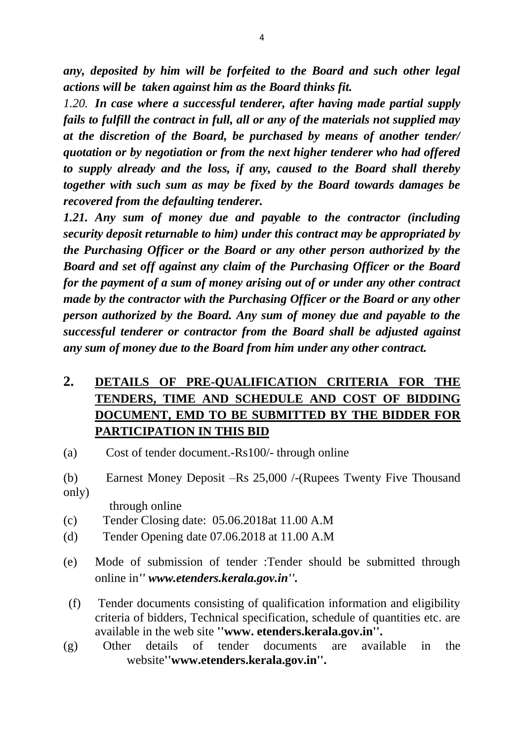***any, deposited by him will be forfeited to the Board and such other legal actions will be taken against him as the Board thinks fit.***

*1.20.* ***In case where a successful tenderer, after having made partial supply fails to fulfill the contract in full, all or any of the materials not supplied may at the discretion of the Board, be purchased by means of another tender/ quotation or by negotiation or from the next higher tenderer who had offered to supply already and the loss, if any, caused to the Board shall thereby together with such sum as may be fixed by the Board towards damages be recovered from the defaulting tenderer.***

***1.21. Any sum of money due and payable to the contractor (including security deposit returnable to him) under this contract may be appropriated by the Purchasing Officer or the Board or any other person authorized by the Board and set off against any claim of the Purchasing Officer or the Board for the payment of a sum of money arising out of or under any other contract made by the contractor with the Purchasing Officer or the Board or any other person authorized by the Board. Any sum of money due and payable to the successful tenderer or contractor from the Board shall be adjusted against any sum of money due to the Board from him under any other contract.***

## 2. DETAILS OF PRE-QUALIFICATION CRITERIA FOR THE TENDERS, TIME AND SCHEDULE AND COST OF BIDDING DOCUMENT, EMD TO BE SUBMITTED BY THE BIDDER FOR PARTICIPATION IN THIS BID

(a) Cost of tender document.-Rs100/- through online

(b) Earnest Money Deposit –Rs 25,000 /-(Rupees Twenty Five Thousand only)
through online

(c) Tender Closing date: 05.06.2018at 11.00 A.M

(d) Tender Opening date 07.06.2018 at 11.00 A.M

(e) Mode of submission of tender :Tender should be submitted through online in***'' www.etenders.kerala.gov.in''.***

(f) Tender documents consisting of qualification information and eligibility criteria of bidders, Technical specification, schedule of quantities etc. are available in the web site **''www. etenders.kerala.gov.in''.**

(g) Other details of tender documents are available in the website**''www.etenders.kerala.gov.in''.**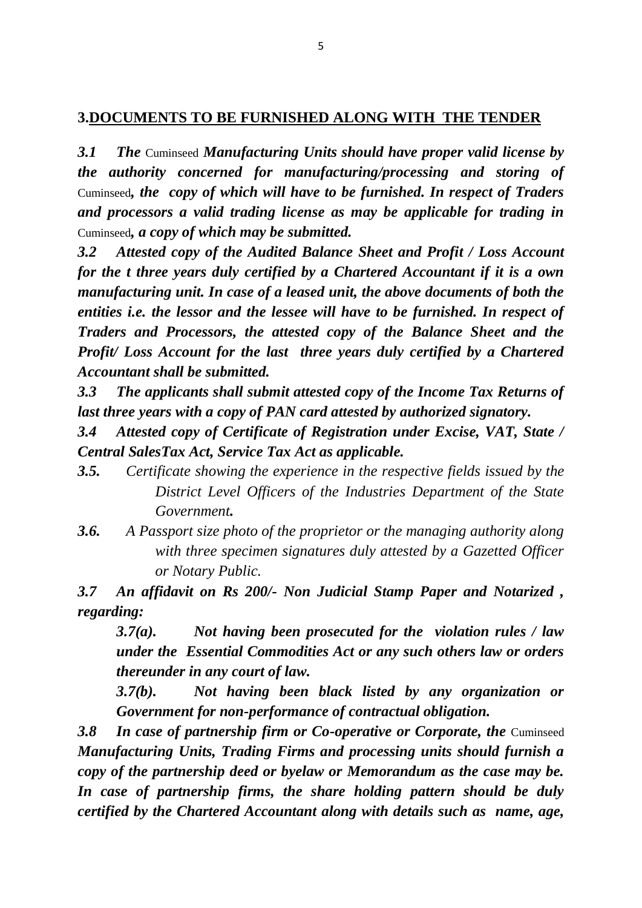## 3.DOCUMENTS TO BE FURNISHED ALONG WITH THE TENDER

***3.1 The*** Cuminseed ***Manufacturing Units should have proper valid license by the authority concerned for manufacturing/processing and storing of*** Cuminseed***, the copy of which will have to be furnished. In respect of Traders and processors a valid trading license as may be applicable for trading in*** Cuminseed***, a copy of which may be submitted.***

***3.2 Attested copy of the Audited Balance Sheet and Profit / Loss Account for the t three years duly certified by a Chartered Accountant if it is a own manufacturing unit. In case of a leased unit, the above documents of both the entities i.e. the lessor and the lessee will have to be furnished. In respect of Traders and Processors, the attested copy of the Balance Sheet and the Profit/ Loss Account for the last three years duly certified by a Chartered Accountant shall be submitted.***

***3.3 The applicants shall submit attested copy of the Income Tax Returns of last three years with a copy of PAN card attested by authorized signatory.***

***3.4 Attested copy of Certificate of Registration under Excise, VAT, State / Central SalesTax Act, Service Tax Act as applicable.***

***3.5.*** *Certificate showing the experience in the respective fields issued by the District Level Officers of the Industries Department of the State Government**.***

***3.6.*** *A Passport size photo of the proprietor or the managing authority along with three specimen signatures duly attested by a Gazetted Officer or Notary Public.*

***3.7 An affidavit on Rs 200/- Non Judicial Stamp Paper and Notarized , regarding:***

***3.7(a). Not having been prosecuted for the violation rules / law under the Essential Commodities Act or any such others law or orders thereunder in any court of law.***

***3.7(b). Not having been black listed by any organization or Government for non-performance of contractual obligation.***

***3.8 In case of partnership firm or Co-operative or Corporate, the*** Cuminseed ***Manufacturing Units, Trading Firms and processing units should furnish a copy of the partnership deed or byelaw or Memorandum as the case may be. In case of partnership firms, the share holding pattern should be duly certified by the Chartered Accountant along with details such as name, age,***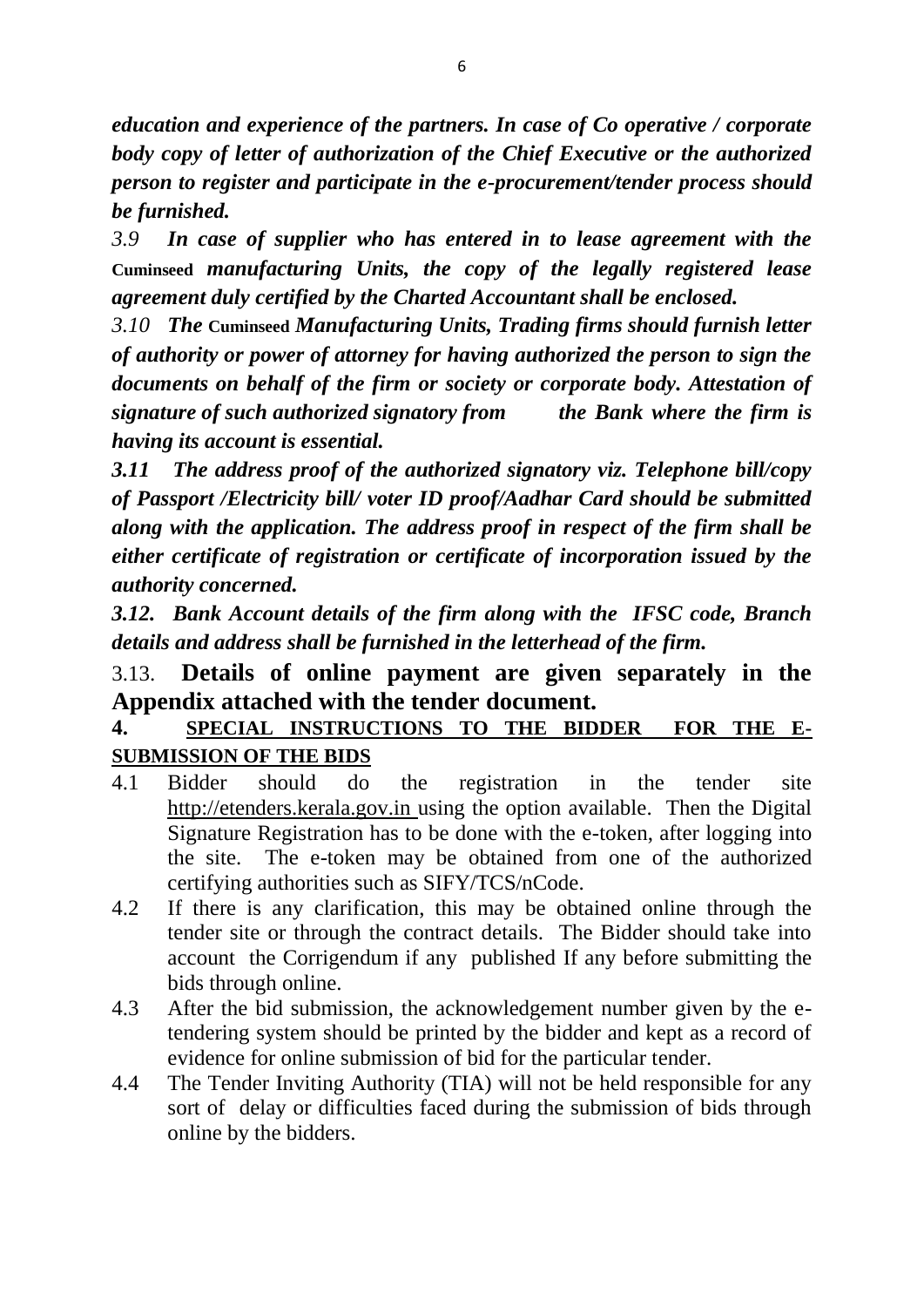***education and experience of the partners. In case of Co operative / corporate body copy of letter of authorization of the Chief Executive or the authorized person to register and participate in the e-procurement/tender process should be furnished.***

*3.9* ***In case of supplier who has entered in to lease agreement with the*** **Cuminseed** ***manufacturing Units, the copy of the legally registered lease agreement duly certified by the Charted Accountant shall be enclosed.***

*3.10* ***The*** **Cuminseed** ***Manufacturing Units, Trading firms should furnish letter of authority or power of attorney for having authorized the person to sign the documents on behalf of the firm or society or corporate body. Attestation of signature of such authorized signatory from the Bank where the firm is having its account is essential.***

***3.11 The address proof of the authorized signatory viz. Telephone bill/copy of Passport /Electricity bill/ voter ID proof/Aadhar Card should be submitted along with the application. The address proof in respect of the firm shall be either certificate of registration or certificate of incorporation issued by the authority concerned.***

***3.12. Bank Account details of the firm along with the IFSC code, Branch details and address shall be furnished in the letterhead of the firm.***

3.13. **Details of online payment are given separately in the Appendix attached with the tender document.**

## 4. SPECIAL INSTRUCTIONS TO THE BIDDER FOR THE E-SUBMISSION OF THE BIDS

4.1 Bidder should do the registration in the tender site http://etenders.kerala.gov.in using the option available. Then the Digital Signature Registration has to be done with the e-token, after logging into the site. The e-token may be obtained from one of the authorized certifying authorities such as SIFY/TCS/nCode.

4.2 If there is any clarification, this may be obtained online through the tender site or through the contract details. The Bidder should take into account the Corrigendum if any published If any before submitting the bids through online.

4.3 After the bid submission, the acknowledgement number given by the e-tendering system should be printed by the bidder and kept as a record of evidence for online submission of bid for the particular tender.

4.4 The Tender Inviting Authority (TIA) will not be held responsible for any sort of delay or difficulties faced during the submission of bids through online by the bidders.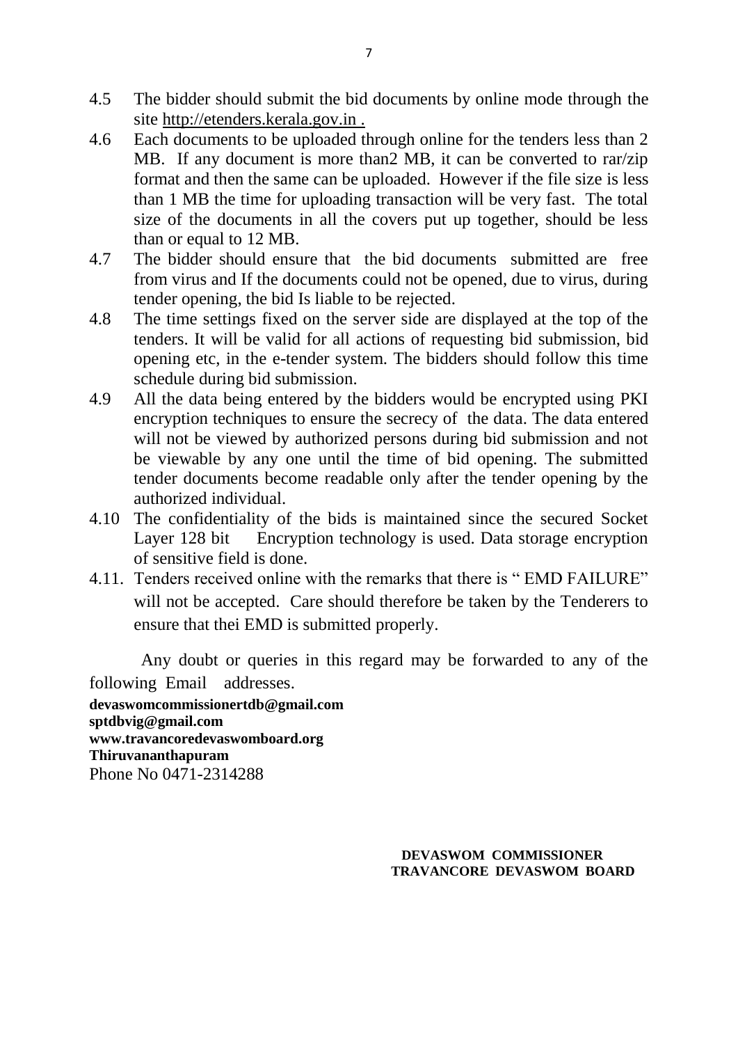4.5 The bidder should submit the bid documents by online mode through the site http://etenders.kerala.gov.in .

4.6 Each documents to be uploaded through online for the tenders less than 2 MB. If any document is more than2 MB, it can be converted to rar/zip format and then the same can be uploaded. However if the file size is less than 1 MB the time for uploading transaction will be very fast. The total size of the documents in all the covers put up together, should be less than or equal to 12 MB.

4.7 The bidder should ensure that the bid documents submitted are free from virus and If the documents could not be opened, due to virus, during tender opening, the bid Is liable to be rejected.

4.8 The time settings fixed on the server side are displayed at the top of the tenders. It will be valid for all actions of requesting bid submission, bid opening etc, in the e-tender system. The bidders should follow this time schedule during bid submission.

4.9 All the data being entered by the bidders would be encrypted using PKI encryption techniques to ensure the secrecy of the data. The data entered will not be viewed by authorized persons during bid submission and not be viewable by any one until the time of bid opening. The submitted tender documents become readable only after the tender opening by the authorized individual.

4.10 The confidentiality of the bids is maintained since the secured Socket Layer 128 bit Encryption technology is used. Data storage encryption of sensitive field is done.

4.11. Tenders received online with the remarks that there is " EMD FAILURE" will not be accepted. Care should therefore be taken by the Tenderers to ensure that thei EMD is submitted properly.

Any doubt or queries in this regard may be forwarded to any of the following Email addresses.

**devaswomcommissionertdb@gmail.com**
**sptdbvig@gmail.com**
**www.travancoredevaswomboard.org**
**Thiruvananthapuram**
Phone No 0471-2314288

**DEVASWOM COMMISSIONER**
**TRAVANCORE DEVASWOM BOARD**